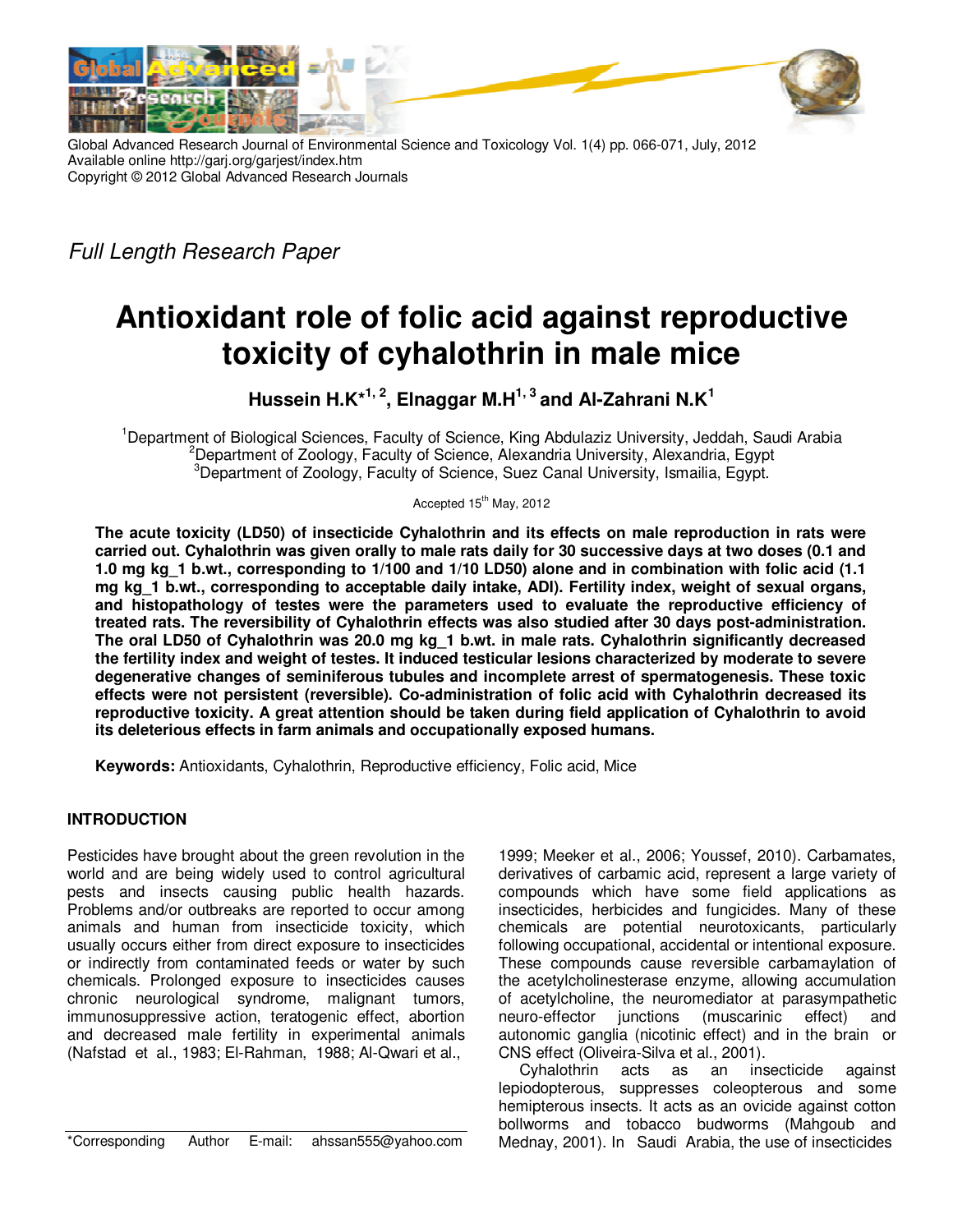Global Advanced Research Journal of Environmental Science and Toxicology Vol. 1(4) pp. 066-071, July, 2012
Available online http://garj.org/garjest/index.htm
Copyright © 2012 Global Advanced Research Journals

*Full Length Research Paper*

# Antioxidant role of folic acid against reproductive toxicity of cyhalothrin in male mice

**Hussein H.K*[1, 2], Elnaggar M.H[1, 3] and Al-Zahrani N.K[1]**

[1]Department of Biological Sciences, Faculty of Science, King Abdulaziz University, Jeddah, Saudi Arabia
[2]Department of Zoology, Faculty of Science, Alexandria University, Alexandria, Egypt
[3]Department of Zoology, Faculty of Science, Suez Canal University, Ismailia, Egypt.

Accepted 15th May, 2012

**The acute toxicity (LD50) of insecticide Cyhalothrin and its effects on male reproduction in rats were carried out. Cyhalothrin was given orally to male rats daily for 30 successive days at two doses (0.1 and 1.0 mg kg_1 b.wt., corresponding to 1/100 and 1/10 LD50) alone and in combination with folic acid (1.1 mg kg_1 b.wt., corresponding to acceptable daily intake, ADI). Fertility index, weight of sexual organs, and histopathology of testes were the parameters used to evaluate the reproductive efficiency of treated rats. The reversibility of Cyhalothrin effects was also studied after 30 days post-administration. The oral LD50 of Cyhalothrin was 20.0 mg kg_1 b.wt. in male rats. Cyhalothrin significantly decreased the fertility index and weight of testes. It induced testicular lesions characterized by moderate to severe degenerative changes of seminiferous tubules and incomplete arrest of spermatogenesis. These toxic effects were not persistent (reversible). Co-administration of folic acid with Cyhalothrin decreased its reproductive toxicity. A great attention should be taken during field application of Cyhalothrin to avoid its deleterious effects in farm animals and occupationally exposed humans.**

**Keywords:** Antioxidants, Cyhalothrin, Reproductive efficiency, Folic acid, Mice

## INTRODUCTION

Pesticides have brought about the green revolution in the world and are being widely used to control agricultural pests and insects causing public health hazards. Problems and/or outbreaks are reported to occur among animals and human from insecticide toxicity, which usually occurs either from direct exposure to insecticides or indirectly from contaminated feeds or water by such chemicals. Prolonged exposure to insecticides causes chronic neurological syndrome, malignant tumors, immunosuppressive action, teratogenic effect, abortion and decreased male fertility in experimental animals (Nafstad et al., 1983; El-Rahman, 1988; Al-Qwari et al., 1999; Meeker et al., 2006; Youssef, 2010). Carbamates, derivatives of carbamic acid, represent a large variety of compounds which have some field applications as insecticides, herbicides and fungicides. Many of these chemicals are potential neurotoxicants, particularly following occupational, accidental or intentional exposure. These compounds cause reversible carbamaylation of the acetylcholinesterase enzyme, allowing accumulation of acetylcholine, the neuromediator at parasympathetic neuro-effector junctions (muscarinic effect) and autonomic ganglia (nicotinic effect) and in the brain or CNS effect (Oliveira-Silva et al., 2001).

Cyhalothrin acts as an insecticide against lepiodopterous, suppresses coleopterous and some hemipterous insects. It acts as an ovicide against cotton bollworms and tobacco budworms (Mahgoub and Mednay, 2001). In Saudi Arabia, the use of insecticides

*Corresponding Author E-mail: ahssan555@yahoo.com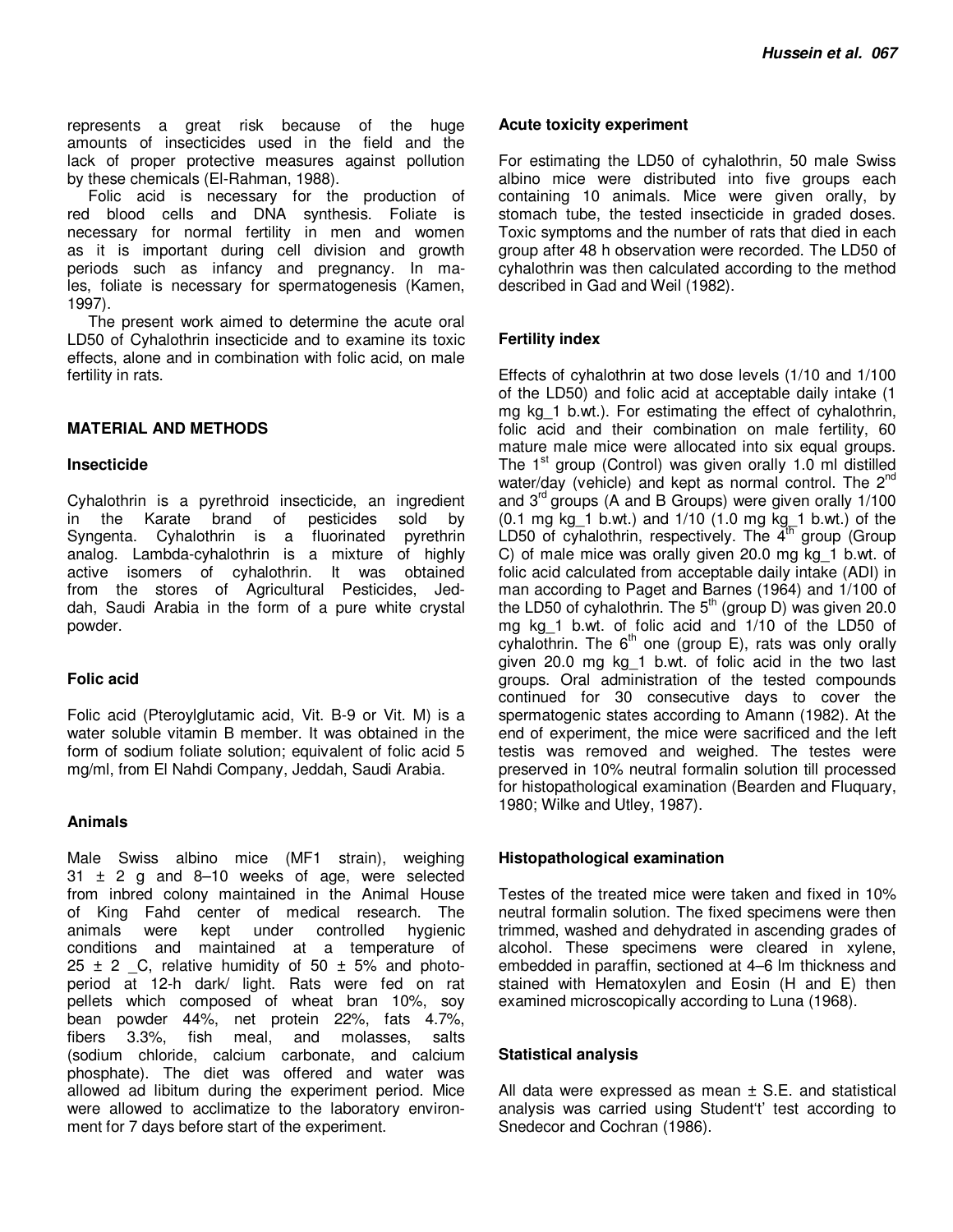represents a great risk because of the huge amounts of insecticides used in the field and the lack of proper protective measures against pollution by these chemicals (El-Rahman, 1988).

Folic acid is necessary for the production of red blood cells and DNA synthesis. Foliate is necessary for normal fertility in men and women as it is important during cell division and growth periods such as infancy and pregnancy. In males, foliate is necessary for spermatogenesis (Kamen, 1997).

The present work aimed to determine the acute oral LD50 of Cyhalothrin insecticide and to examine its toxic effects, alone and in combination with folic acid, on male fertility in rats.

## MATERIAL AND METHODS

### Insecticide

Cyhalothrin is a pyrethroid insecticide, an ingredient in the Karate brand of pesticides sold by Syngenta. Cyhalothrin is a fluorinated pyrethrin analog. Lambda-cyhalothrin is a mixture of highly active isomers of cyhalothrin. It was obtained from the stores of Agricultural Pesticides, Jeddah, Saudi Arabia in the form of a pure white crystal powder.

### Folic acid

Folic acid (Pteroylglutamic acid, Vit. B-9 or Vit. M) is a water soluble vitamin B member. It was obtained in the form of sodium foliate solution; equivalent of folic acid 5 mg/ml, from El Nahdi Company, Jeddah, Saudi Arabia.

### Animals

Male Swiss albino mice (MF1 strain), weighing 31 ± 2 g and 8–10 weeks of age, were selected from inbred colony maintained in the Animal House of King Fahd center of medical research. The animals were kept under controlled hygienic conditions and maintained at a temperature of 25 ± 2 _C, relative humidity of 50 ± 5% and photoperiod at 12-h dark/ light. Rats were fed on rat pellets which composed of wheat bran 10%, soy bean powder 44%, net protein 22%, fats 4.7%, fibers 3.3%, fish meal, and molasses, salts (sodium chloride, calcium carbonate, and calcium phosphate). The diet was offered and water was allowed ad libitum during the experiment period. Mice were allowed to acclimatize to the laboratory environment for 7 days before start of the experiment.

### Acute toxicity experiment

For estimating the LD50 of cyhalothrin, 50 male Swiss albino mice were distributed into five groups each containing 10 animals. Mice were given orally, by stomach tube, the tested insecticide in graded doses. Toxic symptoms and the number of rats that died in each group after 48 h observation were recorded. The LD50 of cyhalothrin was then calculated according to the method described in Gad and Weil (1982).

### Fertility index

Effects of cyhalothrin at two dose levels (1/10 and 1/100 of the LD50) and folic acid at acceptable daily intake (1 mg kg_1 b.wt.). For estimating the effect of cyhalothrin, folic acid and their combination on male fertility, 60 mature male mice were allocated into six equal groups. The 1st group (Control) was given orally 1.0 ml distilled water/day (vehicle) and kept as normal control. The 2nd and 3rd groups (A and B Groups) were given orally 1/100 (0.1 mg kg_1 b.wt.) and 1/10 (1.0 mg kg_1 b.wt.) of the LD50 of cyhalothrin, respectively. The 4th group (Group C) of male mice was orally given 20.0 mg kg_1 b.wt. of folic acid calculated from acceptable daily intake (ADI) in man according to Paget and Barnes (1964) and 1/100 of the LD50 of cyhalothrin. The 5th (group D) was given 20.0 mg kg_1 b.wt. of folic acid and 1/10 of the LD50 of cyhalothrin. The 6th one (group E), rats was only orally given 20.0 mg kg_1 b.wt. of folic acid in the two last groups. Oral administration of the tested compounds continued for 30 consecutive days to cover the spermatogenic states according to Amann (1982). At the end of experiment, the mice were sacrificed and the left testis was removed and weighed. The testes were preserved in 10% neutral formalin solution till processed for histopathological examination (Bearden and Fluquary, 1980; Wilke and Utley, 1987).

### Histopathological examination

Testes of the treated mice were taken and fixed in 10% neutral formalin solution. The fixed specimens were then trimmed, washed and dehydrated in ascending grades of alcohol. These specimens were cleared in xylene, embedded in paraffin, sectioned at 4–6 lm thickness and stained with Hematoxylen and Eosin (H and E) then examined microscopically according to Luna (1968).

### Statistical analysis

All data were expressed as mean ± S.E. and statistical analysis was carried using Student't' test according to Snedecor and Cochran (1986).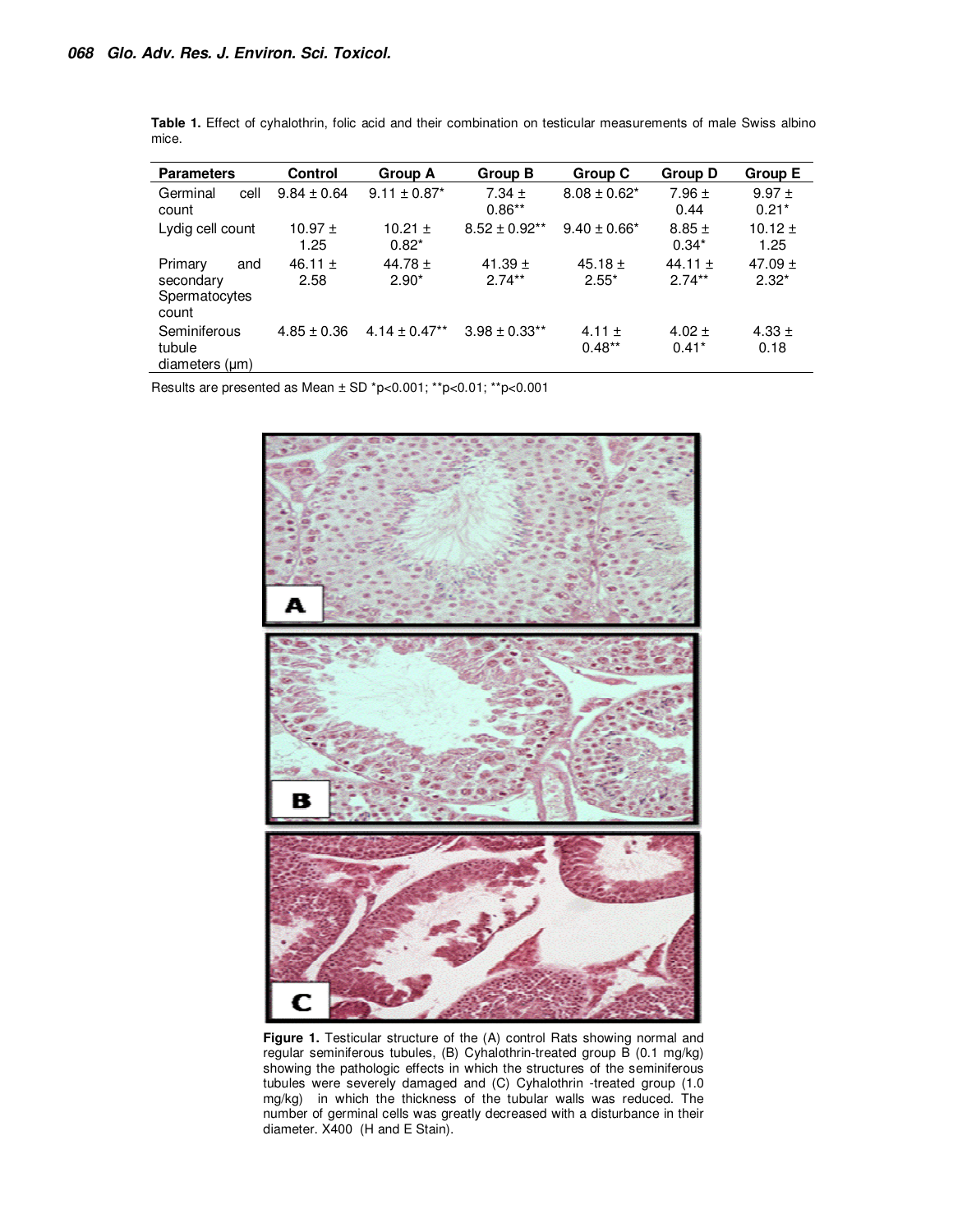**Table 1.** Effect of cyhalothrin, folic acid and their combination on testicular measurements of male Swiss albino mice.

| Parameters | Control | Group A | Group B | Group C | Group D | Group E |
|---|---|---|---|---|---|---|
| Germinal cell count | 9.84 ± 0.64 | 9.11 ± 0.87* | 7.34 ± 0.86** | 8.08 ± 0.62* | 7.96 ± 0.44 | 9.97 ± 0.21* |
| Lydig cell count | 10.97 ± 1.25 | 10.21 ± 0.82* | 8.52 ± 0.92** | 9.40 ± 0.66* | 8.85 ± 0.34* | 10.12 ± 1.25 |
| Primary and secondary Spermatocytes count | 46.11 ± 2.58 | 44.78 ± 2.90* | 41.39 ± 2.74** | 45.18 ± 2.55* | 44.11 ± 2.74** | 47.09 ± 2.32* |
| Seminiferous tubule diameters (µm) | 4.85 ± 0.36 | 4.14 ± 0.47** | 3.98 ± 0.33** | 4.11 ± 0.48** | 4.02 ± 0.41* | 4.33 ± 0.18 |

Results are presented as Mean ± SD *p<0.001; **p<0.01; **p<0.001

**Figure 1.** Testicular structure of the (A) control Rats showing normal and regular seminiferous tubules, (B) Cyhalothrin-treated group B (0.1 mg/kg) showing the pathologic effects in which the structures of the seminiferous tubules were severely damaged and (C) Cyhalothrin -treated group (1.0 mg/kg) in which the thickness of the tubular walls was reduced. The number of germinal cells was greatly decreased with a disturbance in their diameter. X400 (H and E Stain).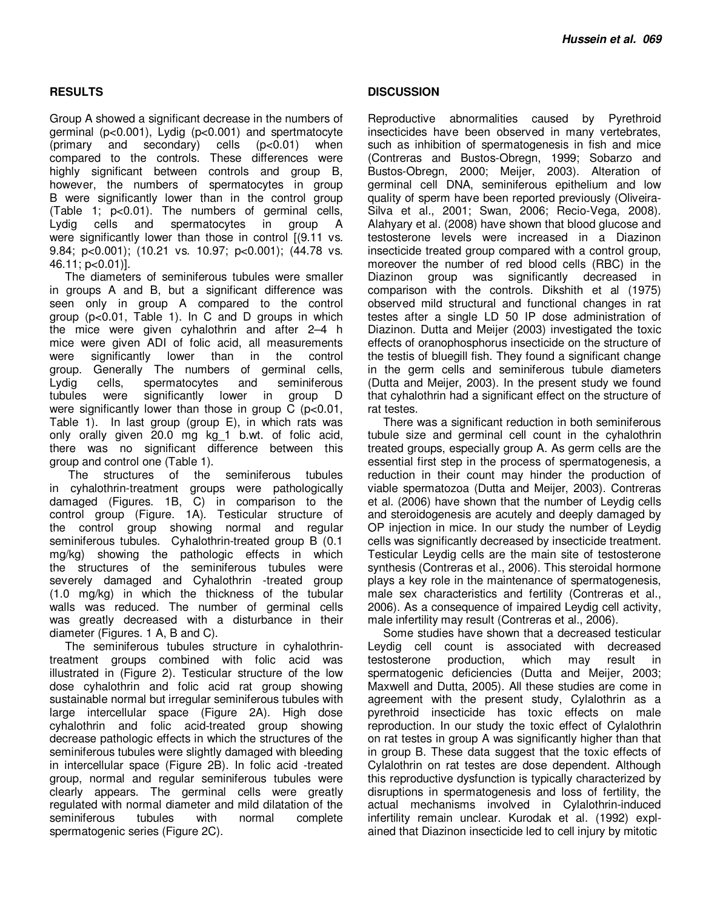## RESULTS

Group A showed a significant decrease in the numbers of germinal ($p<0.001$), Lydig ($p<0.001$) and spertmatocyte (primary and secondary) cells ($p<0.01$) when compared to the controls. These differences were highly significant between controls and group B, however, the numbers of spermatocytes in group B were significantly lower than in the control group (Table 1; $p<0.01$). The numbers of germinal cells, Lydig cells and spermatocytes in group A were significantly lower than those in control [(9.11 vs. 9.84; $p<0.001$); (10.21 vs. 10.97; $p<0.001$); (44.78 vs. 46.11; $p<0.01$)].

The diameters of seminiferous tubules were smaller in groups A and B, but a significant difference was seen only in group A compared to the control group ($p<0.01$, Table 1). In C and D groups in which the mice were given cyhalothrin and after 2–4 h mice were given ADI of folic acid, all measurements were significantly lower than in the control group. Generally The numbers of germinal cells, Lydig cells, spermatocytes and seminiferous tubules were significantly lower in group D were significantly lower than those in group C ($p<0.01$, Table 1). In last group (group E), in which rats was only orally given 20.0 mg kg_1 b.wt. of folic acid, there was no significant difference between this group and control one (Table 1).

The structures of the seminiferous tubules in cyhalothrin-treatment groups were pathologically damaged (Figures. 1B, C) in comparison to the control group (Figure. 1A). Testicular structure of the control group showing normal and regular seminiferous tubules. Cyhalothrin-treated group B (0.1 mg/kg) showing the pathologic effects in which the structures of the seminiferous tubules were severely damaged and Cyhalothrin -treated group (1.0 mg/kg) in which the thickness of the tubular walls was reduced. The number of germinal cells was greatly decreased with a disturbance in their diameter (Figures. 1 A, B and C).

The seminiferous tubules structure in cyhalothrin-treatment groups combined with folic acid was illustrated in (Figure 2). Testicular structure of the low dose cyhalothrin and folic acid rat group showing sustainable normal but irregular seminiferous tubules with large intercellular space (Figure 2A). High dose cyhalothrin and folic acid-treated group showing decrease pathologic effects in which the structures of the seminiferous tubules were slightly damaged with bleeding in intercellular space (Figure 2B). In folic acid -treated group, normal and regular seminiferous tubules were clearly appears. The germinal cells were greatly regulated with normal diameter and mild dilatation of the seminiferous tubules with normal complete spermatogenic series (Figure 2C).

## DISCUSSION

Reproductive abnormalities caused by Pyrethroid insecticides have been observed in many vertebrates, such as inhibition of spermatogenesis in fish and mice (Contreras and Bustos-Obregn, 1999; Sobarzo and Bustos-Obregn, 2000; Meijer, 2003). Alteration of germinal cell DNA, seminiferous epithelium and low quality of sperm have been reported previously (Oliveira-Silva et al., 2001; Swan, 2006; Recio-Vega, 2008). Alahyary et al. (2008) have shown that blood glucose and testosterone levels were increased in a Diazinon insecticide treated group compared with a control group, moreover the number of red blood cells (RBC) in the Diazinon group was significantly decreased in comparison with the controls. Dikshith et al (1975) observed mild structural and functional changes in rat testes after a single LD 50 IP dose administration of Diazinon. Dutta and Meijer (2003) investigated the toxic effects of oranophosphorus insecticide on the structure of the testis of bluegill fish. They found a significant change in the germ cells and seminiferous tubule diameters (Dutta and Meijer, 2003). In the present study we found that cyhalothrin had a significant effect on the structure of rat testes.

There was a significant reduction in both seminiferous tubule size and germinal cell count in the cyhalothrin treated groups, especially group A. As germ cells are the essential first step in the process of spermatogenesis, a reduction in their count may hinder the production of viable spermatozoa (Dutta and Meijer, 2003). Contreras et al. (2006) have shown that the number of Leydig cells and steroidogenesis are acutely and deeply damaged by OP injection in mice. In our study the number of Leydig cells was significantly decreased by insecticide treatment. Testicular Leydig cells are the main site of testosterone synthesis (Contreras et al., 2006). This steroidal hormone plays a key role in the maintenance of spermatogenesis, male sex characteristics and fertility (Contreras et al., 2006). As a consequence of impaired Leydig cell activity, male infertility may result (Contreras et al., 2006).

Some studies have shown that a decreased testicular Leydig cell count is associated with decreased testosterone production, which may result in spermatogenic deficiencies (Dutta and Meijer, 2003; Maxwell and Dutta, 2005). All these studies are come in agreement with the present study, Cylalothrin as a pyrethroid insecticide has toxic effects on male reproduction. In our study the toxic effect of Cylalothrin on rat testes in group A was significantly higher than that in group B. These data suggest that the toxic effects of Cylalothrin on rat testes are dose dependent. Although this reproductive dysfunction is typically characterized by disruptions in spermatogenesis and loss of fertility, the actual mechanisms involved in Cylalothrin-induced infertility remain unclear. Kurodak et al. (1992) explained that Diazinon insecticide led to cell injury by mitotic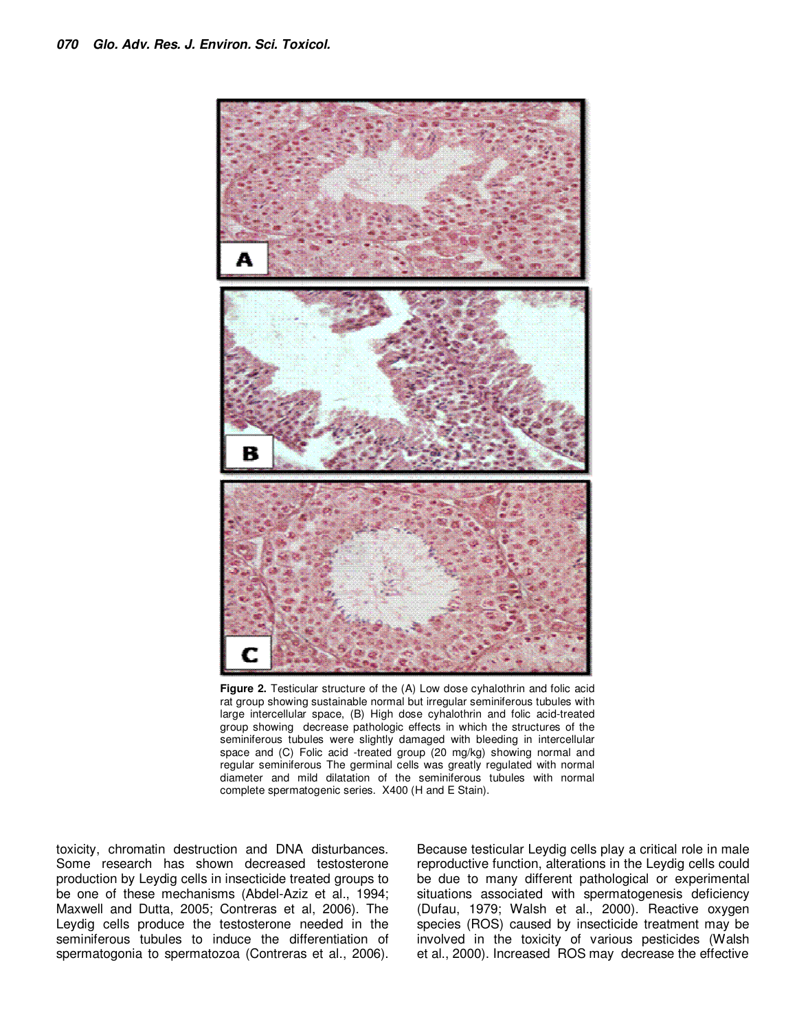**Figure 2.** Testicular structure of the (A) Low dose cyhalothrin and folic acid rat group showing sustainable normal but irregular seminiferous tubules with large intercellular space, (B) High dose cyhalothrin and folic acid-treated group showing decrease pathologic effects in which the structures of the seminiferous tubules were slightly damaged with bleeding in intercellular space and (C) Folic acid -treated group (20 mg/kg) showing normal and regular seminiferous The germinal cells was greatly regulated with normal diameter and mild dilatation of the seminiferous tubules with normal complete spermatogenic series. X400 (H and E Stain).

toxicity, chromatin destruction and DNA disturbances. Some research has shown decreased testosterone production by Leydig cells in insecticide treated groups to be one of these mechanisms (Abdel-Aziz et al., 1994; Maxwell and Dutta, 2005; Contreras et al, 2006). The Leydig cells produce the testosterone needed in the seminiferous tubules to induce the differentiation of spermatogonia to spermatozoa (Contreras et al., 2006). Because testicular Leydig cells play a critical role in male reproductive function, alterations in the Leydig cells could be due to many different pathological or experimental situations associated with spermatogenesis deficiency (Dufau, 1979; Walsh et al., 2000). Reactive oxygen species (ROS) caused by insecticide treatment may be involved in the toxicity of various pesticides (Walsh et al., 2000). Increased ROS may decrease the effective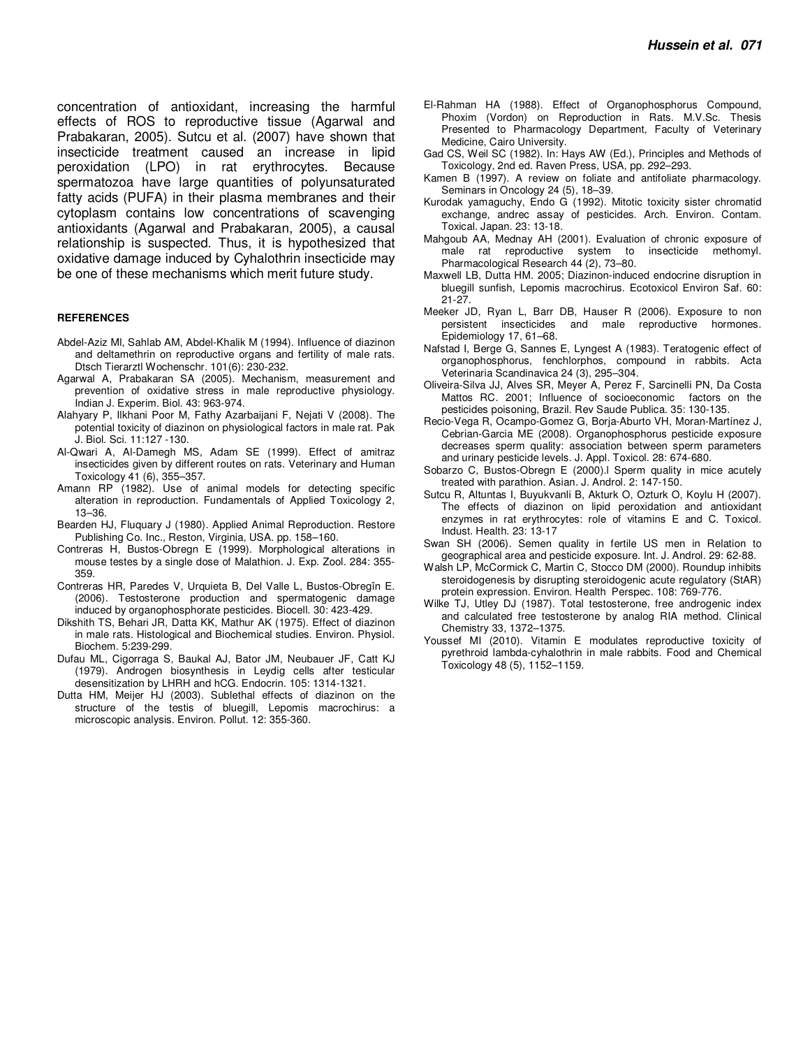concentration of antioxidant, increasing the harmful effects of ROS to reproductive tissue (Agarwal and Prabakaran, 2005). Sutcu et al. (2007) have shown that insecticide treatment caused an increase in lipid peroxidation (LPO) in rat erythrocytes. Because spermatozoa have large quantities of polyunsaturated fatty acids (PUFA) in their plasma membranes and their cytoplasm contains low concentrations of scavenging antioxidants (Agarwal and Prabakaran, 2005), a causal relationship is suspected. Thus, it is hypothesized that oxidative damage induced by Cyhalothrin insecticide may be one of these mechanisms which merit future study.

## REFERENCES

Abdel-Aziz MI, Sahlab AM, Abdel-Khalik M (1994). Influence of diazinon and deltamethrin on reproductive organs and fertility of male rats. Dtsch Tierarztl Wochenschr. 101(6): 230-232.

Agarwal A, Prabakaran SA (2005). Mechanism, measurement and prevention of oxidative stress in male reproductive physiology. Indian J. Experim. Biol. 43: 963-974.

Alahyary P, Ilkhani Poor M, Fathy Azarbaijani F, Nejati V (2008). The potential toxicity of diazinon on physiological factors in male rat. Pak J. Biol. Sci. 11:127 -130.

Al-Qwari A, Al-Damegh MS, Adam SE (1999). Effect of amitraz insecticides given by different routes on rats. Veterinary and Human Toxicology 41 (6), 355–357.

Amann RP (1982). Use of animal models for detecting specific alteration in reproduction. Fundamentals of Applied Toxicology 2, 13–36.

Bearden HJ, Fluquary J (1980). Applied Animal Reproduction. Restore Publishing Co. Inc., Reston, Virginia, USA. pp. 158–160.

Contreras H, Bustos-Obregn E (1999). Morphological alterations in mouse testes by a single dose of Malathion. J. Exp. Zool. 284: 355-359.

Contreras HR, Paredes V, Urquieta B, Del Valle L, Bustos-Obregîn E. (2006). Testosterone production and spermatogenic damage induced by organophosphorate pesticides. Biocell. 30: 423-429.

Dikshith TS, Behari JR, Datta KK, Mathur AK (1975). Effect of diazinon in male rats. Histological and Biochemical studies. Environ. Physiol. Biochem. 5:239-299.

Dufau ML, Cigorraga S, Baukal AJ, Bator JM, Neubauer JF, Catt KJ (1979). Androgen biosynthesis in Leydig cells after testicular desensitization by LHRH and hCG. Endocrin. 105: 1314-1321.

Dutta HM, Meijer HJ (2003). Sublethal effects of diazinon on the structure of the testis of bluegill, Lepomis macrochirus: a microscopic analysis. Environ. Pollut. 12: 355-360.

El-Rahman HA (1988). Effect of Organophosphorus Compound, Phoxim (Vordon) on Reproduction in Rats. M.V.Sc. Thesis Presented to Pharmacology Department, Faculty of Veterinary Medicine, Cairo University.

Gad CS, Weil SC (1982). In: Hays AW (Ed.), Principles and Methods of Toxicology, 2nd ed. Raven Press, USA, pp. 292–293.

Kamen B (1997). A review on foliate and antifoliate pharmacology. Seminars in Oncology 24 (5), 18–39.

Kurodak yamaguchy, Endo G (1992). Mitotic toxicity sister chromatid exchange, andrec assay of pesticides. Arch. Environ. Contam. Toxical. Japan. 23: 13-18.

Mahgoub AA, Mednay AH (2001). Evaluation of chronic exposure of male rat reproductive system to insecticide methomyl. Pharmacological Research 44 (2), 73–80.

Maxwell LB, Dutta HM. 2005; Diazinon-induced endocrine disruption in bluegill sunfish, Lepomis macrochirus. Ecotoxicol Environ Saf. 60: 21-27.

Meeker JD, Ryan L, Barr DB, Hauser R (2006). Exposure to non persistent insecticides and male reproductive hormones. Epidemiology 17, 61–68.

Nafstad I, Berge G, Sannes E, Lyngest A (1983). Teratogenic effect of organophosphorus, fenchlorphos, compound in rabbits. Acta Veterinaria Scandinavica 24 (3), 295–304.

Oliveira-Silva JJ, Alves SR, Meyer A, Perez F, Sarcinelli PN, Da Costa Mattos RC. 2001; Influence of socioeconomic factors on the pesticides poisoning, Brazil. Rev Saude Publica. 35: 130-135.

Recio-Vega R, Ocampo-Gomez G, Borja-Aburto VH, Moran-Martínez J, Cebrian-Garcia ME (2008). Organophosphorus pesticide exposure decreases sperm quality: association between sperm parameters and urinary pesticide levels. J. Appl. Toxicol. 28: 674-680.

Sobarzo C, Bustos-Obregn E (2000).l Sperm quality in mice acutely treated with parathion. Asian. J. Androl. 2: 147-150.

Sutcu R, Altuntas I, Buyukvanli B, Akturk O, Ozturk O, Koylu H (2007). The effects of diazinon on lipid peroxidation and antioxidant enzymes in rat erythrocytes: role of vitamins E and C. Toxicol. Indust. Health. 23: 13-17

Swan SH (2006). Semen quality in fertile US men in Relation to geographical area and pesticide exposure. Int. J. Androl. 29: 62-88.

Walsh LP, McCormick C, Martin C, Stocco DM (2000). Roundup inhibits steroidogenesis by disrupting steroidogenic acute regulatory (StAR) protein expression. Environ. Health Perspec. 108: 769-776.

Wilke TJ, Utley DJ (1987). Total testosterone, free androgenic index and calculated free testosterone by analog RIA method. Clinical Chemistry 33, 1372–1375.

Youssef MI (2010). Vitamin E modulates reproductive toxicity of pyrethroid lambda-cyhalothrin in male rabbits. Food and Chemical Toxicology 48 (5), 1152–1159.